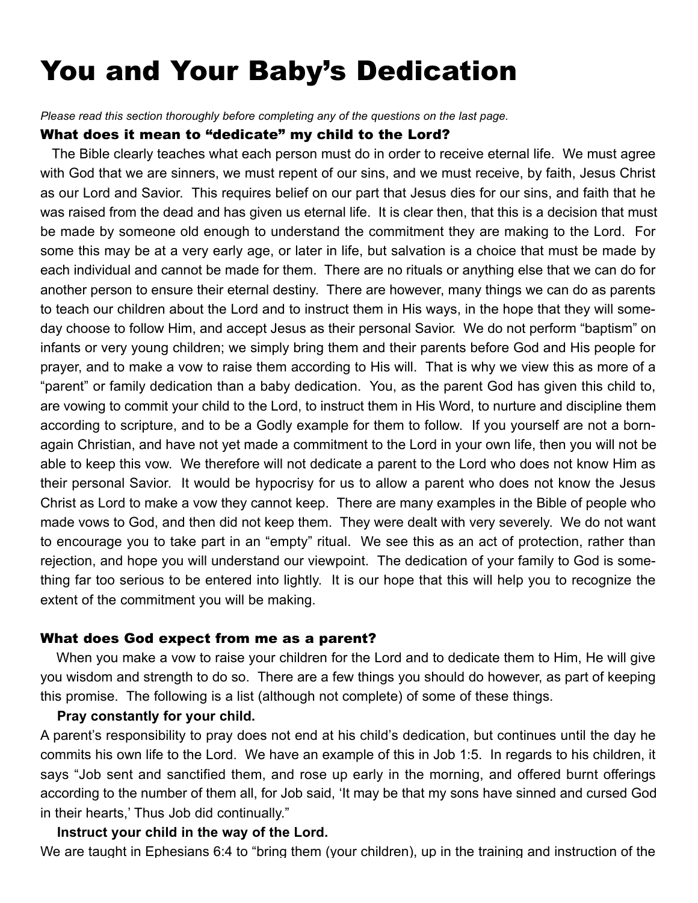# You and Your Baby's Dedication

*Please read this section thoroughly before completing any of the questions on the last page.*

### What does it mean to "dedicate" my child to the Lord?

The Bible clearly teaches what each person must do in order to receive eternal life. We must agree with God that we are sinners, we must repent of our sins, and we must receive, by faith, Jesus Christ as our Lord and Savior. This requires belief on our part that Jesus dies for our sins, and faith that he was raised from the dead and has given us eternal life. It is clear then, that this is a decision that must be made by someone old enough to understand the commitment they are making to the Lord. For some this may be at a very early age, or later in life, but salvation is a choice that must be made by each individual and cannot be made for them. There are no rituals or anything else that we can do for another person to ensure their eternal destiny. There are however, many things we can do as parents to teach our children about the Lord and to instruct them in His ways, in the hope that they will someday choose to follow Him, and accept Jesus as their personal Savior. We do not perform "baptism" on infants or very young children; we simply bring them and their parents before God and His people for prayer, and to make a vow to raise them according to His will. That is why we view this as more of a "parent" or family dedication than a baby dedication. You, as the parent God has given this child to, are vowing to commit your child to the Lord, to instruct them in His Word, to nurture and discipline them according to scripture, and to be a Godly example for them to follow. If you yourself are not a born-again Christian, and have not yet made a commitment to the Lord in your own life, then you will not be able to keep this vow. We therefore will not dedicate a parent to the Lord who does not know Him as their personal Savior. It would be hypocrisy for us to allow a parent who does not know the Jesus Christ as Lord to make a vow they cannot keep. There are many examples in the Bible of people who made vows to God, and then did not keep them. They were dealt with very severely. We do not want to encourage you to take part in an "empty" ritual. We see this as an act of protection, rather than rejection, and hope you will understand our viewpoint. The dedication of your family to God is something far too serious to be entered into lightly. It is our hope that this will help you to recognize the extent of the commitment you will be making.

### What does God expect from me as a parent?

When you make a vow to raise your children for the Lord and to dedicate them to Him, He will give you wisdom and strength to do so. There are a few things you should do however, as part of keeping this promise. The following is a list (although not complete) of some of these things.

**Pray constantly for your child.**

A parent's responsibility to pray does not end at his child's dedication, but continues until the day he commits his own life to the Lord. We have an example of this in Job 1:5. In regards to his children, it says "Job sent and sanctified them, and rose up early in the morning, and offered burnt offerings according to the number of them all, for Job said, 'It may be that my sons have sinned and cursed God in their hearts,' Thus Job did continually."

**Instruct your child in the way of the Lord.**

We are taught in Ephesians 6:4 to "bring them (your children), up in the training and instruction of the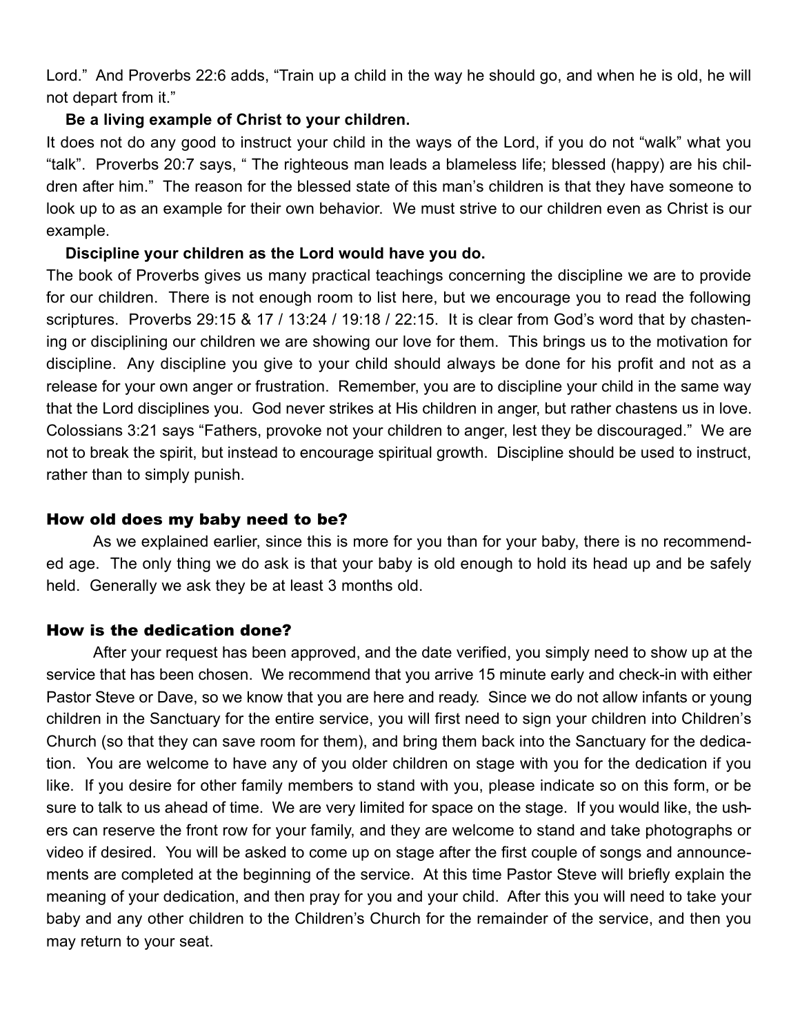Lord." And Proverbs 22:6 adds, "Train up a child in the way he should go, and when he is old, he will not depart from it."

**Be a living example of Christ to your children.**

It does not do any good to instruct your child in the ways of the Lord, if you do not "walk" what you "talk". Proverbs 20:7 says, " The righteous man leads a blameless life; blessed (happy) are his children after him." The reason for the blessed state of this man's children is that they have someone to look up to as an example for their own behavior. We must strive to our children even as Christ is our example.

**Discipline your children as the Lord would have you do.**

The book of Proverbs gives us many practical teachings concerning the discipline we are to provide for our children. There is not enough room to list here, but we encourage you to read the following scriptures. Proverbs 29:15 & 17 / 13:24 / 19:18 / 22:15. It is clear from God's word that by chastening or disciplining our children we are showing our love for them. This brings us to the motivation for discipline. Any discipline you give to your child should always be done for his profit and not as a release for your own anger or frustration. Remember, you are to discipline your child in the same way that the Lord disciplines you. God never strikes at His children in anger, but rather chastens us in love. Colossians 3:21 says "Fathers, provoke not your children to anger, lest they be discouraged." We are not to break the spirit, but instead to encourage spiritual growth. Discipline should be used to instruct, rather than to simply punish.

## How old does my baby need to be?

As we explained earlier, since this is more for you than for your baby, there is no recommended age. The only thing we do ask is that your baby is old enough to hold its head up and be safely held. Generally we ask they be at least 3 months old.

## How is the dedication done?

After your request has been approved, and the date verified, you simply need to show up at the service that has been chosen. We recommend that you arrive 15 minute early and check-in with either Pastor Steve or Dave, so we know that you are here and ready. Since we do not allow infants or young children in the Sanctuary for the entire service, you will first need to sign your children into Children's Church (so that they can save room for them), and bring them back into the Sanctuary for the dedication. You are welcome to have any of you older children on stage with you for the dedication if you like. If you desire for other family members to stand with you, please indicate so on this form, or be sure to talk to us ahead of time. We are very limited for space on the stage. If you would like, the ushers can reserve the front row for your family, and they are welcome to stand and take photographs or video if desired. You will be asked to come up on stage after the first couple of songs and announcements are completed at the beginning of the service. At this time Pastor Steve will briefly explain the meaning of your dedication, and then pray for you and your child. After this you will need to take your baby and any other children to the Children's Church for the remainder of the service, and then you may return to your seat.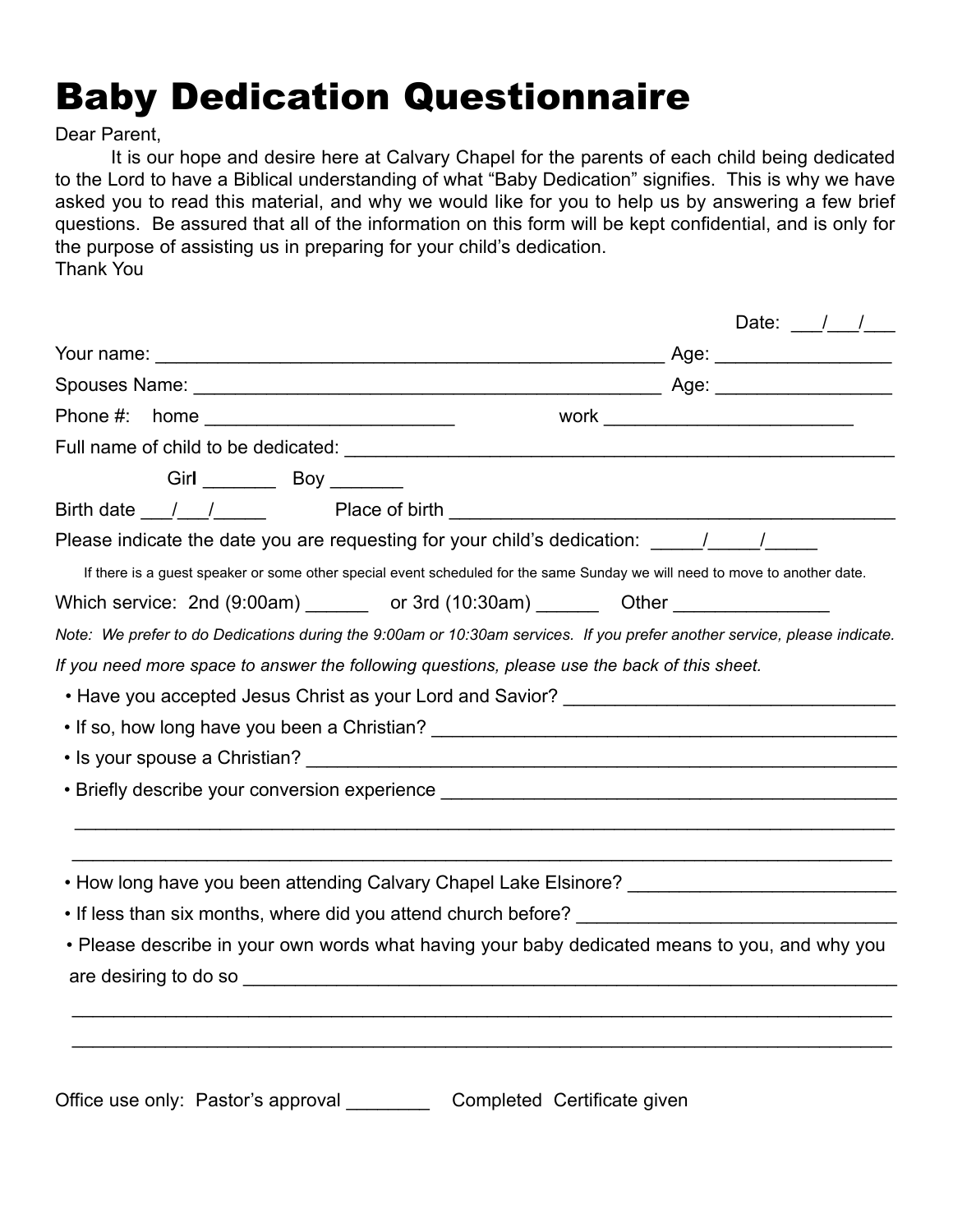# Baby Dedication Questionnaire

Dear Parent,

It is our hope and desire here at Calvary Chapel for the parents of each child being dedicated to the Lord to have a Biblical understanding of what "Baby Dedication" signifies. This is why we have asked you to read this material, and why we would like for you to help us by answering a few brief questions. Be assured that all of the information on this form will be kept confidential, and is only for the purpose of assisting us in preparing for your child's dedication.

Thank You

Date: ___/___/___

Your name: _______________________________________________ Age: ________________

Spouses Name: ____________________________________________ Age: ________________

Phone #: home _______________________ work _______________________

Full name of child to be dedicated: ______________________________________________

Girl _______ Boy _______

Birth date ___/___/_____ Place of birth ___________________________________________

Please indicate the date you are requesting for your child's dedication: _____/_____/_____

If there is a guest speaker or some other special event scheduled for the same Sunday we will need to move to another date.

Which service: 2nd (9:00am) ______ or 3rd (10:30am) ______ Other ______________

*Note: We prefer to do Dedications during the 9:00am or 10:30am services. If you prefer another service, please indicate.*

*If you need more space to answer the following questions, please use the back of this sheet.*

- Have you accepted Jesus Christ as your Lord and Savior? ______________________________
- If so, how long have you been a Christian? ____________________________________________
- Is your spouse a Christian? ________________________________________________________
- Briefly describe your conversion experience ___________________________________________

_____________________________________________________________________________

_____________________________________________________________________________

- How long have you been attending Calvary Chapel Lake Elsinore? ________________________
- If less than six months, where did you attend church before? ______________________________
- Please describe in your own words what having your baby dedicated means to you, and why you are desiring to do so ______________________________________________________________

_____________________________________________________________________________

_____________________________________________________________________________

Office use only: Pastor's approval ________ Completed Certificate given